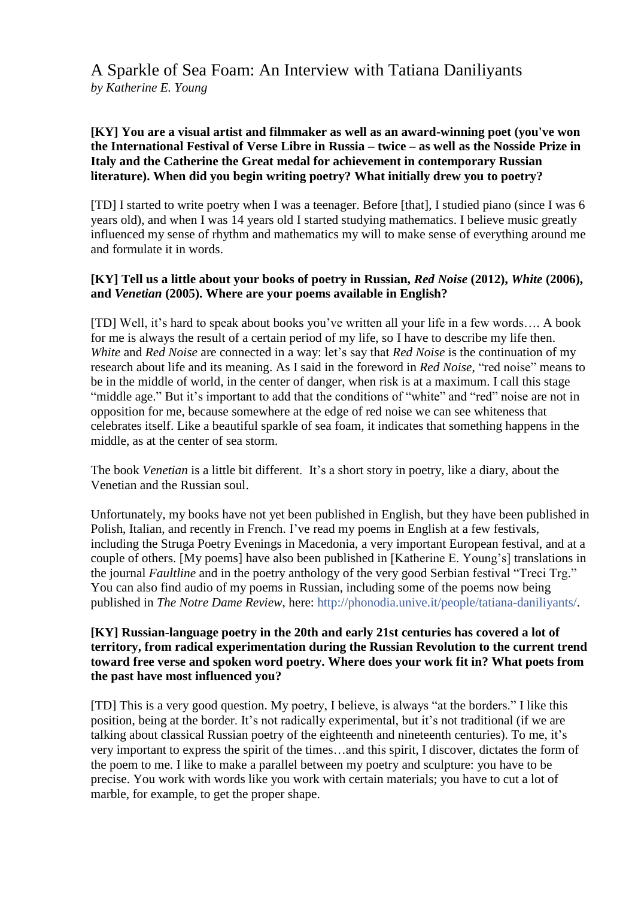# A Sparkle of Sea Foam: An Interview with Tatiana Daniliyants

*by Katherine E. Young*

**[KY] You are a visual artist and filmmaker as well as an award-winning poet (you've won the International Festival of Verse Libre in Russia – twice – as well as the Nosside Prize in Italy and the Catherine the Great medal for achievement in contemporary Russian literature). When did you begin writing poetry? What initially drew you to poetry?**

[TD] I started to write poetry when I was a teenager. Before [that], I studied piano (since I was 6 years old), and when I was 14 years old I started studying mathematics. I believe music greatly influenced my sense of rhythm and mathematics my will to make sense of everything around me and formulate it in words.

**[KY] Tell us a little about your books of poetry in Russian, *Red Noise* (2012), *White* (2006), and *Venetian* (2005). Where are your poems available in English?**

[TD] Well, it's hard to speak about books you've written all your life in a few words…. A book for me is always the result of a certain period of my life, so I have to describe my life then. *White* and *Red Noise* are connected in a way: let's say that *Red Noise* is the continuation of my research about life and its meaning. As I said in the foreword in *Red Noise*, "red noise" means to be in the middle of world, in the center of danger, when risk is at a maximum. I call this stage "middle age." But it's important to add that the conditions of "white" and "red" noise are not in opposition for me, because somewhere at the edge of red noise we can see whiteness that celebrates itself. Like a beautiful sparkle of sea foam, it indicates that something happens in the middle, as at the center of sea storm.

The book *Venetian* is a little bit different. It's a short story in poetry, like a diary, about the Venetian and the Russian soul.

Unfortunately, my books have not yet been published in English, but they have been published in Polish, Italian, and recently in French. I've read my poems in English at a few festivals, including the Struga Poetry Evenings in Macedonia, a very important European festival, and at a couple of others. [My poems] have also been published in [Katherine E. Young's] translations in the journal *Faultline* and in the poetry anthology of the very good Serbian festival "Treci Trg." You can also find audio of my poems in Russian, including some of the poems now being published in *The Notre Dame Review*, here: http://phonodia.unive.it/people/tatiana-daniliyants/.

**[KY] Russian-language poetry in the 20th and early 21st centuries has covered a lot of territory, from radical experimentation during the Russian Revolution to the current trend toward free verse and spoken word poetry. Where does your work fit in? What poets from the past have most influenced you?**

[TD] This is a very good question. My poetry, I believe, is always "at the borders." I like this position, being at the border. It's not radically experimental, but it's not traditional (if we are talking about classical Russian poetry of the eighteenth and nineteenth centuries). To me, it's very important to express the spirit of the times…and this spirit, I discover, dictates the form of the poem to me. I like to make a parallel between my poetry and sculpture: you have to be precise. You work with words like you work with certain materials; you have to cut a lot of marble, for example, to get the proper shape.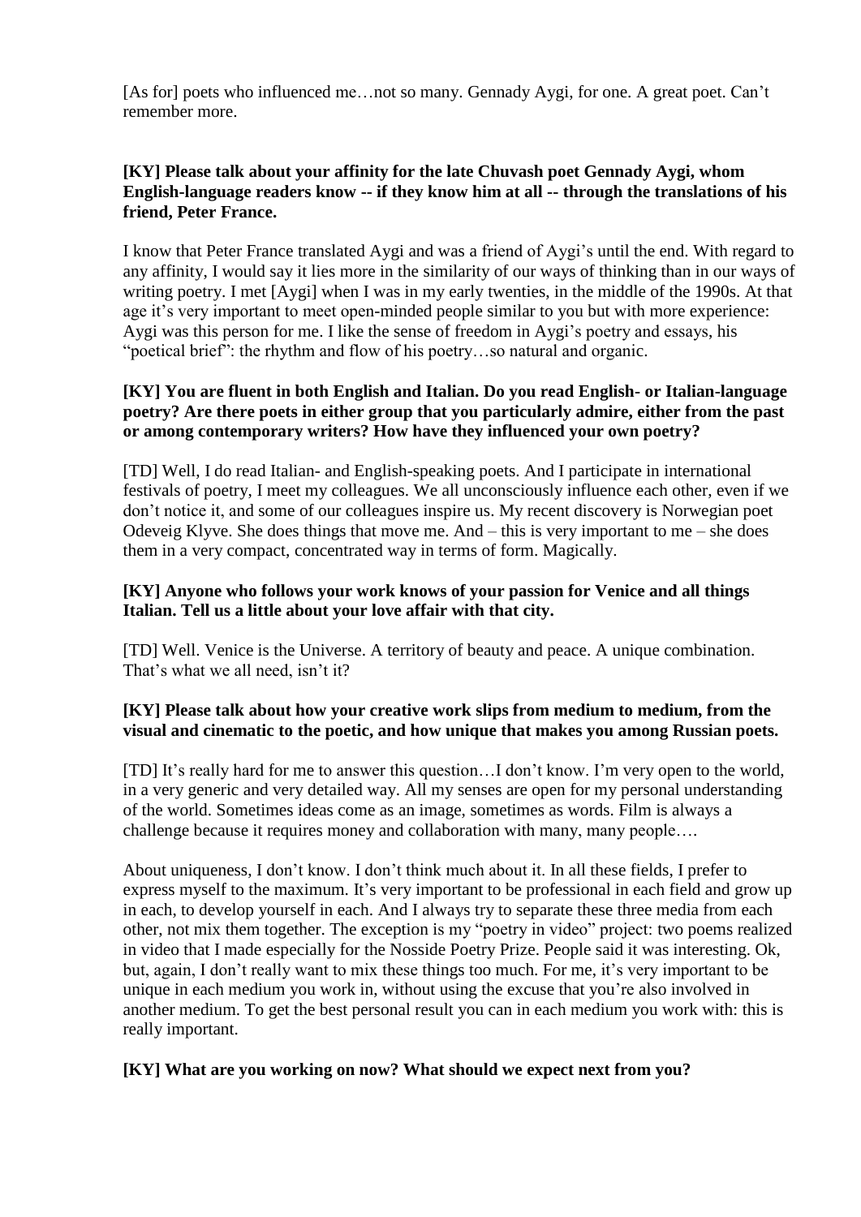[As for] poets who influenced me…not so many. Gennady Aygi, for one. A great poet. Can't remember more.

**[KY] Please talk about your affinity for the late Chuvash poet Gennady Aygi, whom English-language readers know -- if they know him at all -- through the translations of his friend, Peter France.**

I know that Peter France translated Aygi and was a friend of Aygi's until the end. With regard to any affinity, I would say it lies more in the similarity of our ways of thinking than in our ways of writing poetry. I met [Aygi] when I was in my early twenties, in the middle of the 1990s. At that age it's very important to meet open-minded people similar to you but with more experience: Aygi was this person for me. I like the sense of freedom in Aygi's poetry and essays, his "poetical brief": the rhythm and flow of his poetry…so natural and organic.

**[KY] You are fluent in both English and Italian. Do you read English- or Italian-language poetry? Are there poets in either group that you particularly admire, either from the past or among contemporary writers? How have they influenced your own poetry?**

[TD] Well, I do read Italian- and English-speaking poets. And I participate in international festivals of poetry, I meet my colleagues. We all unconsciously influence each other, even if we don't notice it, and some of our colleagues inspire us. My recent discovery is Norwegian poet Odeveig Klyve. She does things that move me. And – this is very important to me – she does them in a very compact, concentrated way in terms of form. Magically.

**[KY] Anyone who follows your work knows of your passion for Venice and all things Italian. Tell us a little about your love affair with that city.**

[TD] Well. Venice is the Universe. A territory of beauty and peace. A unique combination. That's what we all need, isn't it?

**[KY] Please talk about how your creative work slips from medium to medium, from the visual and cinematic to the poetic, and how unique that makes you among Russian poets.**

[TD] It's really hard for me to answer this question…I don't know. I'm very open to the world, in a very generic and very detailed way. All my senses are open for my personal understanding of the world. Sometimes ideas come as an image, sometimes as words. Film is always a challenge because it requires money and collaboration with many, many people….

About uniqueness, I don't know. I don't think much about it. In all these fields, I prefer to express myself to the maximum. It's very important to be professional in each field and grow up in each, to develop yourself in each. And I always try to separate these three media from each other, not mix them together. The exception is my "poetry in video" project: two poems realized in video that I made especially for the Nosside Poetry Prize. People said it was interesting. Ok, but, again, I don't really want to mix these things too much. For me, it's very important to be unique in each medium you work in, without using the excuse that you're also involved in another medium. To get the best personal result you can in each medium you work with: this is really important.

**[KY] What are you working on now? What should we expect next from you?**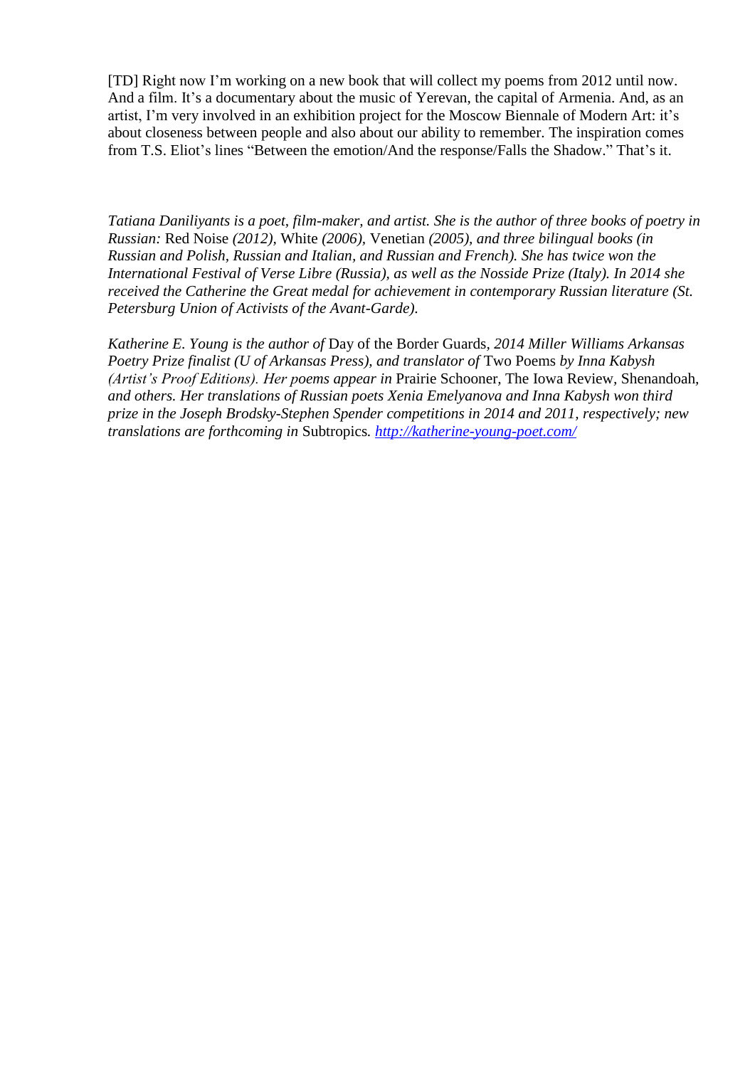[TD] Right now I'm working on a new book that will collect my poems from 2012 until now. And a film. It's a documentary about the music of Yerevan, the capital of Armenia. And, as an artist, I'm very involved in an exhibition project for the Moscow Biennale of Modern Art: it's about closeness between people and also about our ability to remember. The inspiration comes from T.S. Eliot's lines "Between the emotion/And the response/Falls the Shadow." That's it.

*Tatiana Daniliyants is a poet, film-maker, and artist. She is the author of three books of poetry in Russian:* Red Noise *(2012),* White *(2006),* Venetian *(2005), and three bilingual books (in Russian and Polish, Russian and Italian, and Russian and French). She has twice won the International Festival of Verse Libre (Russia), as well as the Nosside Prize (Italy). In 2014 she received the Catherine the Great medal for achievement in contemporary Russian literature (St. Petersburg Union of Activists of the Avant-Garde).*

*Katherine E. Young is the author of* Day of the Border Guards, *2014 Miller Williams Arkansas Poetry Prize finalist (U of Arkansas Press), and translator of* Two Poems *by Inna Kabysh (Artist's Proof Editions). Her poems appear in* Prairie Schooner, The Iowa Review, Shenandoah, *and others. Her translations of Russian poets Xenia Emelyanova and Inna Kabysh won third prize in the Joseph Brodsky-Stephen Spender competitions in 2014 and 2011, respectively; new translations are forthcoming in* Subtropics*. [http://katherine-young-poet.com/](http://katherine-young-poet.com/)*